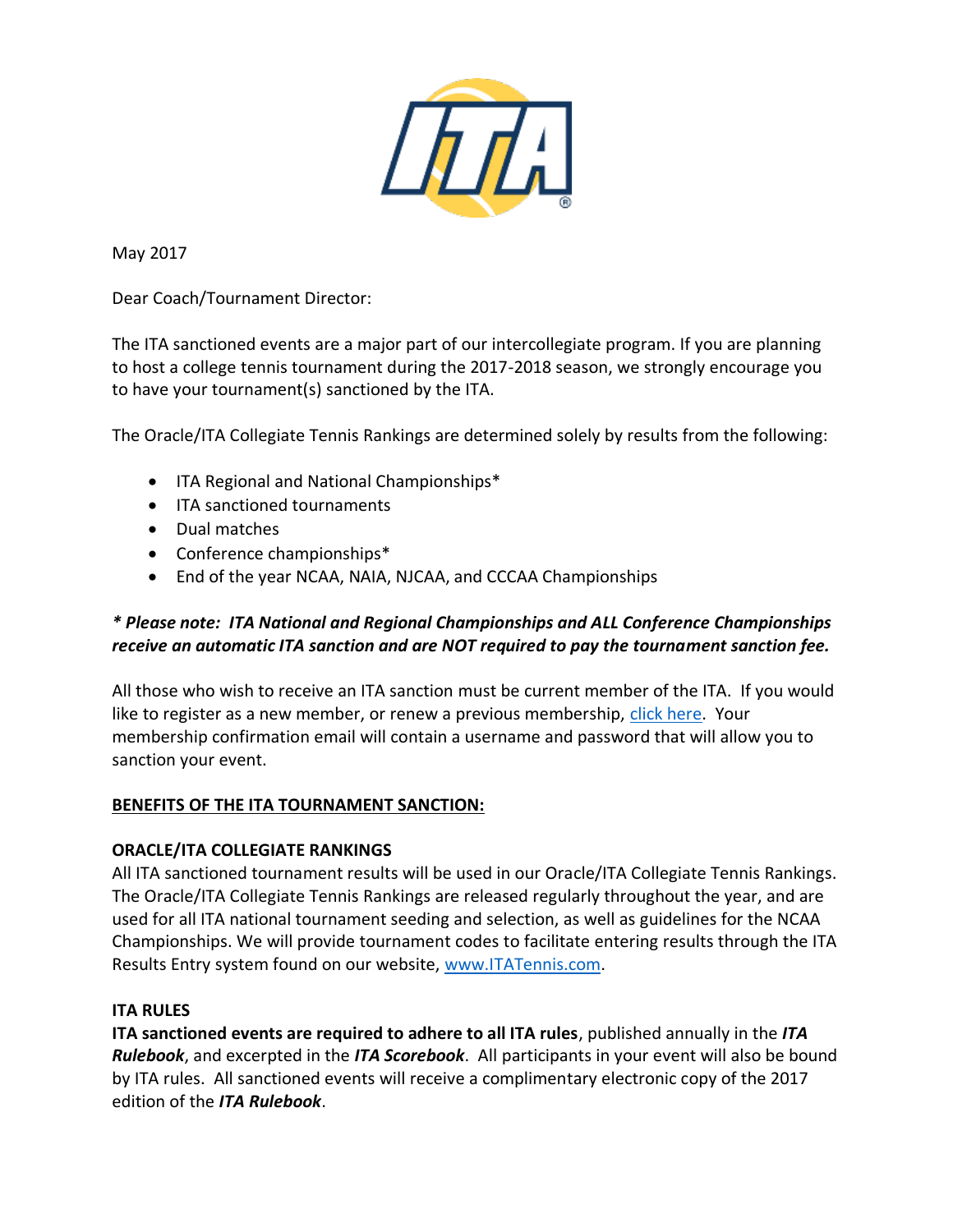May 2017

Dear Coach/Tournament Director:

The ITA sanctioned events are a major part of our intercollegiate program. If you are planning to host a college tennis tournament during the 2017-2018 season, we strongly encourage you to have your tournament(s) sanctioned by the ITA.

The Oracle/ITA Collegiate Tennis Rankings are determined solely by results from the following:

- ITA Regional and National Championships*
- ITA sanctioned tournaments
- Dual matches
- Conference championships*
- End of the year NCAA, NAIA, NJCAA, and CCCAA Championships

***\* Please note: ITA National and Regional Championships and ALL Conference Championships receive an automatic ITA sanction and are NOT required to pay the tournament sanction fee.***

All those who wish to receive an ITA sanction must be current member of the ITA. If you would like to register as a new member, or renew a previous membership, click here. Your membership confirmation email will contain a username and password that will allow you to sanction your event.

**BENEFITS OF THE ITA TOURNAMENT SANCTION:**

**ORACLE/ITA COLLEGIATE RANKINGS**

All ITA sanctioned tournament results will be used in our Oracle/ITA Collegiate Tennis Rankings. The Oracle/ITA Collegiate Tennis Rankings are released regularly throughout the year, and are used for all ITA national tournament seeding and selection, as well as guidelines for the NCAA Championships. We will provide tournament codes to facilitate entering results through the ITA Results Entry system found on our website, www.ITATennis.com.

**ITA RULES**

**ITA sanctioned events are required to adhere to all ITA rules**, published annually in the ***ITA Rulebook***, and excerpted in the ***ITA Scorebook***. All participants in your event will also be bound by ITA rules. All sanctioned events will receive a complimentary electronic copy of the 2017 edition of the ***ITA Rulebook***.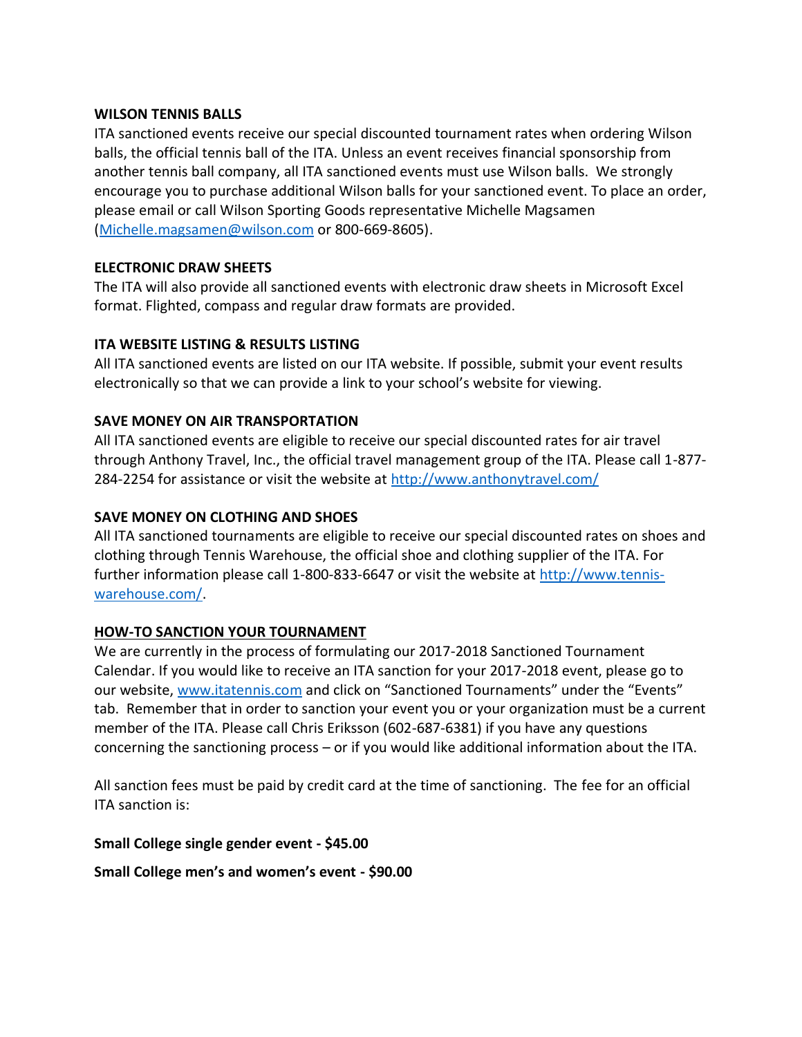**WILSON TENNIS BALLS**

ITA sanctioned events receive our special discounted tournament rates when ordering Wilson balls, the official tennis ball of the ITA. Unless an event receives financial sponsorship from another tennis ball company, all ITA sanctioned events must use Wilson balls. We strongly encourage you to purchase additional Wilson balls for your sanctioned event. To place an order, please email or call Wilson Sporting Goods representative Michelle Magsamen (Michelle.magsamen@wilson.com or 800-669-8605).

**ELECTRONIC DRAW SHEETS**

The ITA will also provide all sanctioned events with electronic draw sheets in Microsoft Excel format. Flighted, compass and regular draw formats are provided.

**ITA WEBSITE LISTING & RESULTS LISTING**

All ITA sanctioned events are listed on our ITA website. If possible, submit your event results electronically so that we can provide a link to your school's website for viewing.

**SAVE MONEY ON AIR TRANSPORTATION**

All ITA sanctioned events are eligible to receive our special discounted rates for air travel through Anthony Travel, Inc., the official travel management group of the ITA. Please call 1-877-284-2254 for assistance or visit the website at http://www.anthonytravel.com/

**SAVE MONEY ON CLOTHING AND SHOES**

All ITA sanctioned tournaments are eligible to receive our special discounted rates on shoes and clothing through Tennis Warehouse, the official shoe and clothing supplier of the ITA. For further information please call 1-800-833-6647 or visit the website at http://www.tennis-warehouse.com/.

**HOW-TO SANCTION YOUR TOURNAMENT**

We are currently in the process of formulating our 2017-2018 Sanctioned Tournament Calendar. If you would like to receive an ITA sanction for your 2017-2018 event, please go to our website, www.itatennis.com and click on "Sanctioned Tournaments" under the "Events" tab. Remember that in order to sanction your event you or your organization must be a current member of the ITA. Please call Chris Eriksson (602-687-6381) if you have any questions concerning the sanctioning process – or if you would like additional information about the ITA.

All sanction fees must be paid by credit card at the time of sanctioning. The fee for an official ITA sanction is:

**Small College single gender event - $45.00**

**Small College men's and women's event - $90.00**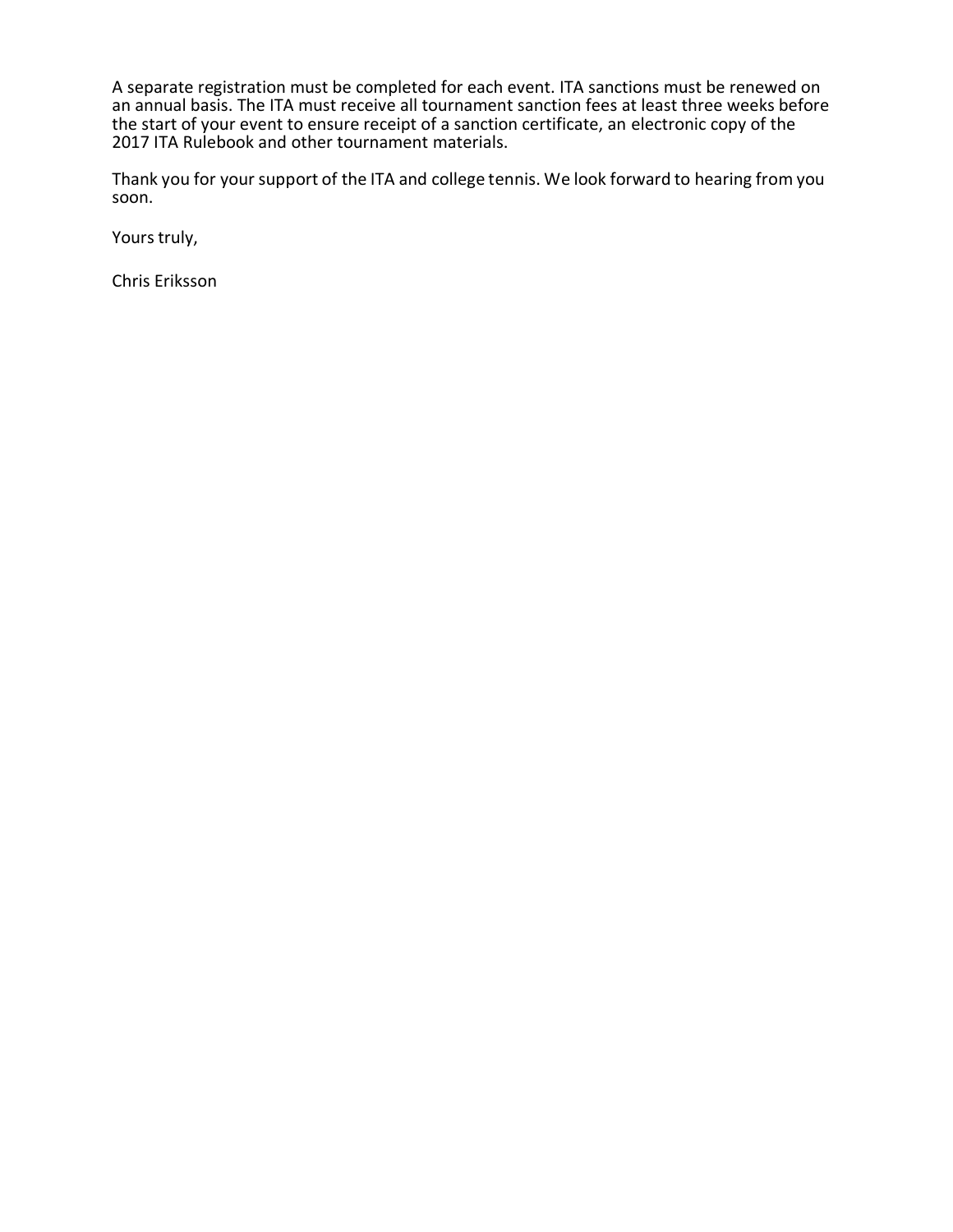A separate registration must be completed for each event. ITA sanctions must be renewed on an annual basis. The ITA must receive all tournament sanction fees at least three weeks before the start of your event to ensure receipt of a sanction certificate, an electronic copy of the 2017 ITA Rulebook and other tournament materials.

Thank you for your support of the ITA and college tennis. We look forward to hearing from you soon.

Yours truly,

Chris Eriksson